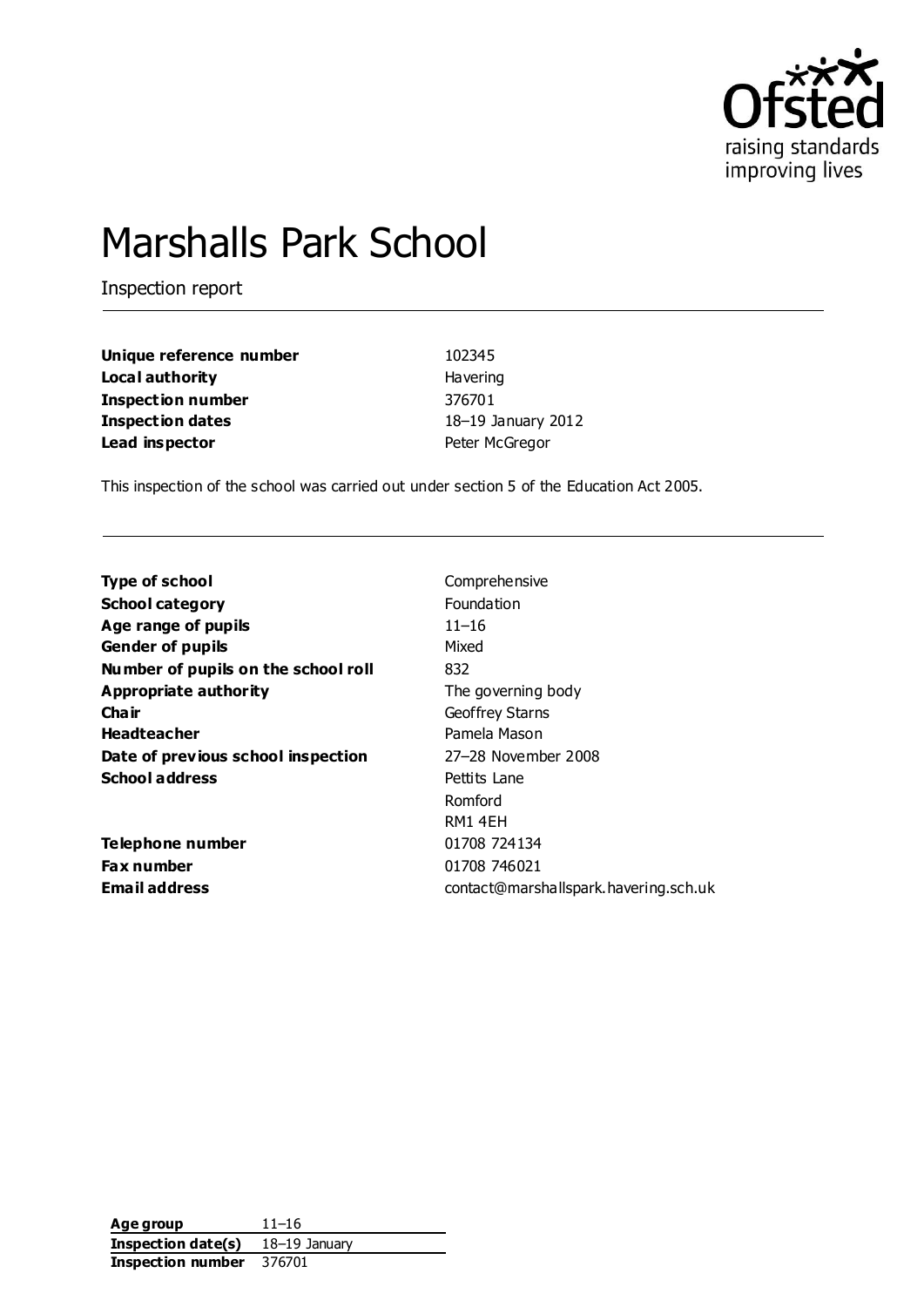# Marshalls Park School

Inspection report

| | |
|---|---|
| **Unique reference number** | 102345 |
| **Local authority** | Havering |
| **Inspection number** | 376701 |
| **Inspection dates** | 18–19 January 2012 |
| **Lead inspector** | Peter McGregor |

This inspection of the school was carried out under section 5 of the Education Act 2005.

| | |
|---|---|
| **Type of school** | Comprehensive |
| **School category** | Foundation |
| **Age range of pupils** | 11–16 |
| **Gender of pupils** | Mixed |
| **Number of pupils on the school roll** | 832 |
| **Appropriate authority** | The governing body |
| **Chair** | Geoffrey Starns |
| **Headteacher** | Pamela Mason |
| **Date of previous school inspection** | 27–28 November 2008 |
| **School address** | Pettits Lane<br>Romford<br>RM1 4EH |
| **Telephone number** | 01708 724134 |
| **Fax number** | 01708 746021 |
| **Email address** | contact@marshallspark.havering.sch.uk |

| | |
|---|---|
| **Age group** | 11–16 |
| **Inspection date(s)** | 18–19 January |
| **Inspection number** | 376701 |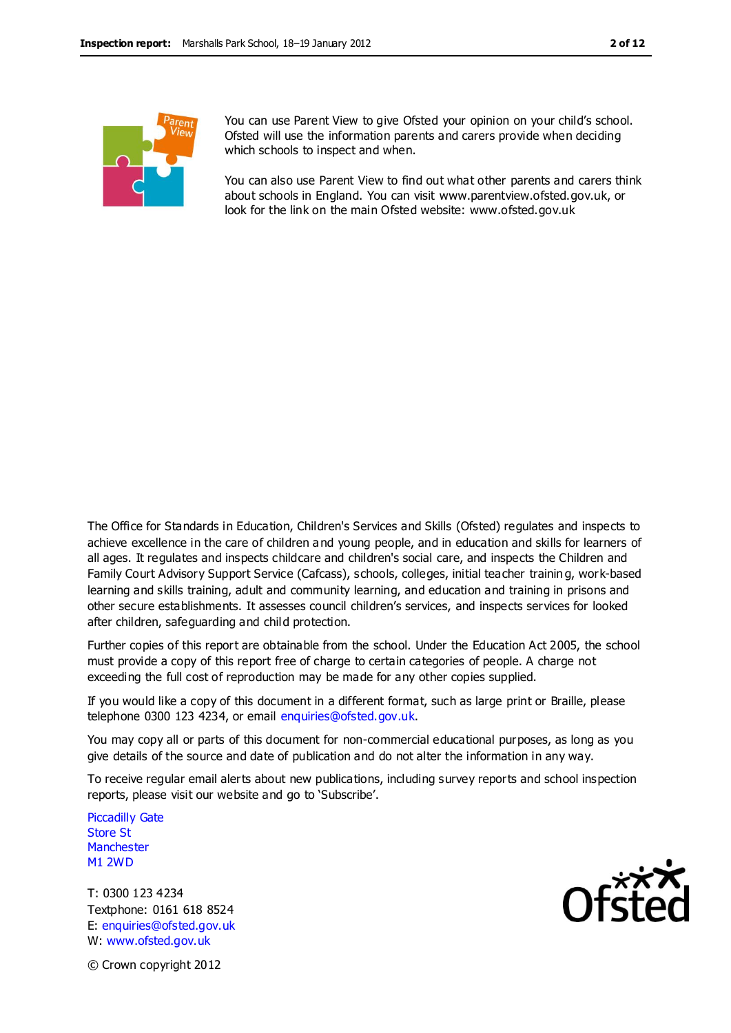You can use Parent View to give Ofsted your opinion on your child's school. Ofsted will use the information parents and carers provide when deciding which schools to inspect and when.

You can also use Parent View to find out what other parents and carers think about schools in England. You can visit www.parentview.ofsted.gov.uk, or look for the link on the main Ofsted website: www.ofsted.gov.uk

The Office for Standards in Education, Children's Services and Skills (Ofsted) regulates and inspects to achieve excellence in the care of children and young people, and in education and skills for learners of all ages. It regulates and inspects childcare and children's social care, and inspects the Children and Family Court Advisory Support Service (Cafcass), schools, colleges, initial teacher training, work-based learning and skills training, adult and community learning, and education and training in prisons and other secure establishments. It assesses council children's services, and inspects services for looked after children, safeguarding and child protection.

Further copies of this report are obtainable from the school. Under the Education Act 2005, the school must provide a copy of this report free of charge to certain categories of people. A charge not exceeding the full cost of reproduction may be made for any other copies supplied.

If you would like a copy of this document in a different format, such as large print or Braille, please telephone 0300 123 4234, or email enquiries@ofsted.gov.uk.

You may copy all or parts of this document for non-commercial educational purposes, as long as you give details of the source and date of publication and do not alter the information in any way.

To receive regular email alerts about new publications, including survey reports and school inspection reports, please visit our website and go to 'Subscribe'.

Piccadilly Gate
Store St
Manchester
M1 2WD

T: 0300 123 4234
Textphone: 0161 618 8524
E: enquiries@ofsted.gov.uk
W: www.ofsted.gov.uk

© Crown copyright 2012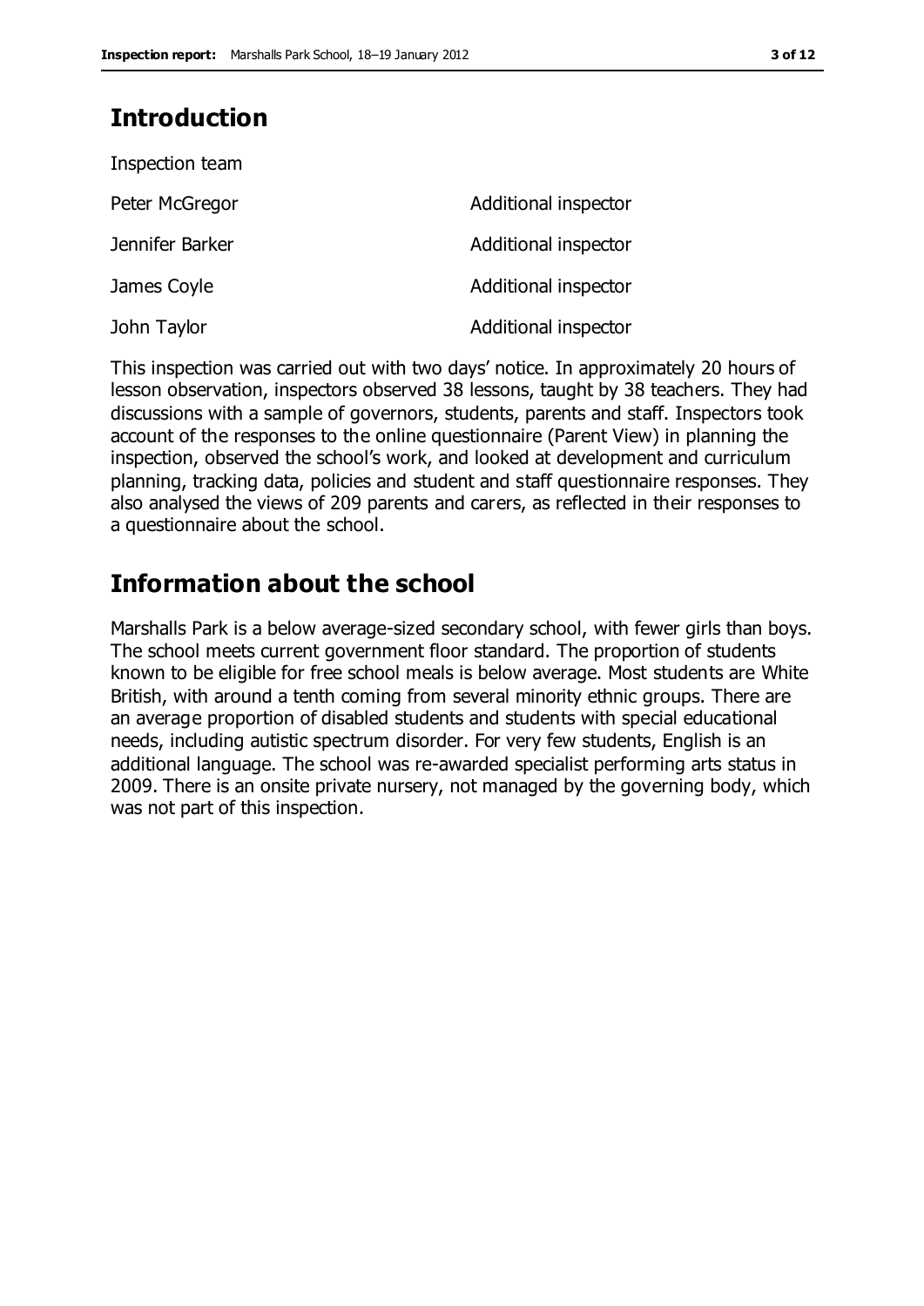## Introduction

Inspection team

| | |
|---|---|
| Peter McGregor | Additional inspector |
| Jennifer Barker | Additional inspector |
| James Coyle | Additional inspector |
| John Taylor | Additional inspector |

This inspection was carried out with two days' notice. In approximately 20 hours of lesson observation, inspectors observed 38 lessons, taught by 38 teachers. They had discussions with a sample of governors, students, parents and staff. Inspectors took account of the responses to the online questionnaire (Parent View) in planning the inspection, observed the school's work, and looked at development and curriculum planning, tracking data, policies and student and staff questionnaire responses. They also analysed the views of 209 parents and carers, as reflected in their responses to a questionnaire about the school.

## Information about the school

Marshalls Park is a below average-sized secondary school, with fewer girls than boys. The school meets current government floor standard. The proportion of students known to be eligible for free school meals is below average. Most students are White British, with around a tenth coming from several minority ethnic groups. There are an average proportion of disabled students and students with special educational needs, including autistic spectrum disorder. For very few students, English is an additional language. The school was re-awarded specialist performing arts status in 2009. There is an onsite private nursery, not managed by the governing body, which was not part of this inspection.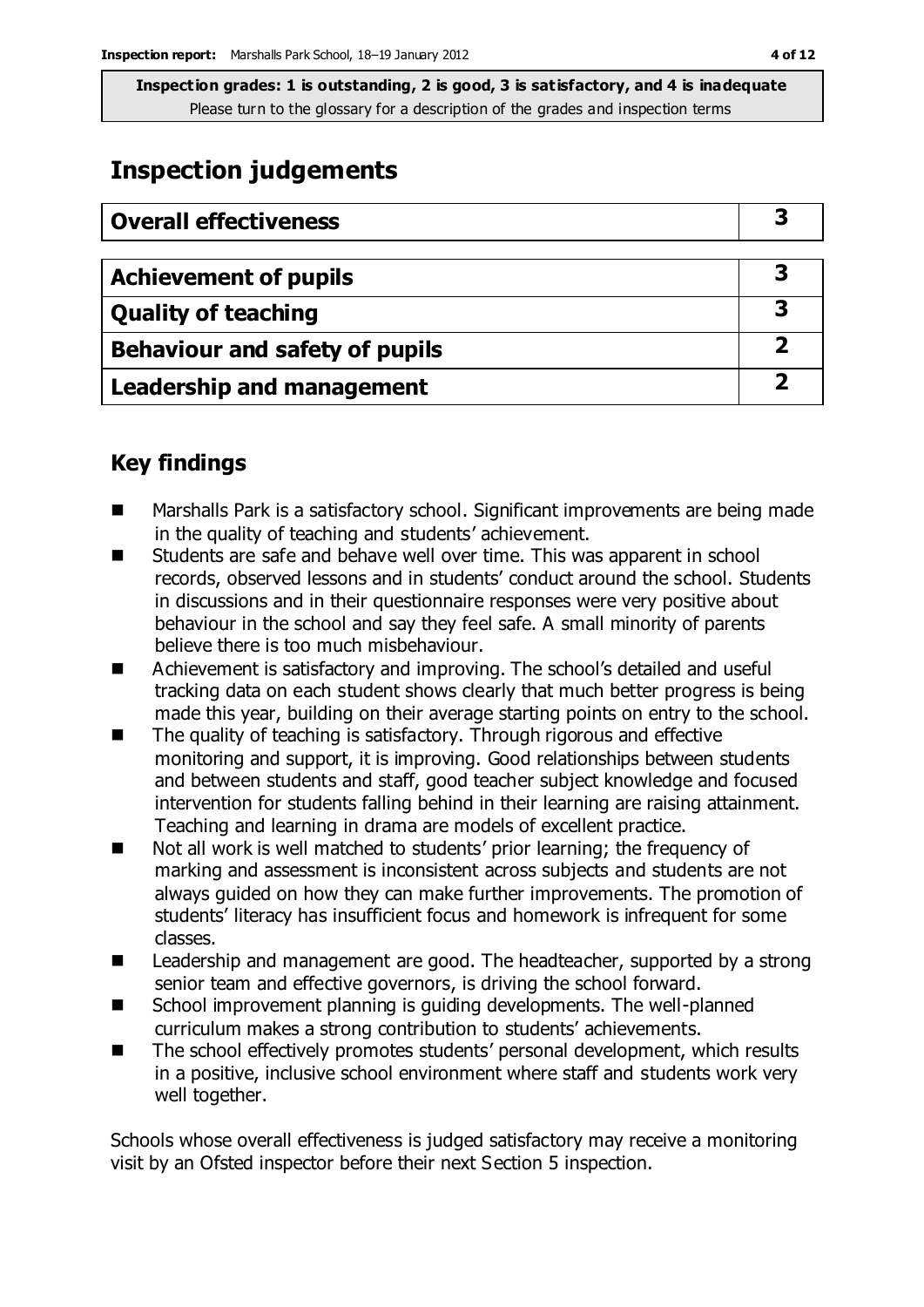**Inspection grades: 1 is outstanding, 2 is good, 3 is satisfactory, and 4 is inadequate**
Please turn to the glossary for a description of the grades and inspection terms

# Inspection judgements

| Overall effectiveness | 3 |
|---|---|
| **Achievement of pupils** | **3** |
| **Quality of teaching** | **3** |
| **Behaviour and safety of pupils** | **2** |
| **Leadership and management** | **2** |

## Key findings

- Marshalls Park is a satisfactory school. Significant improvements are being made in the quality of teaching and students' achievement.
- Students are safe and behave well over time. This was apparent in school records, observed lessons and in students' conduct around the school. Students in discussions and in their questionnaire responses were very positive about behaviour in the school and say they feel safe. A small minority of parents believe there is too much misbehaviour.
- Achievement is satisfactory and improving. The school's detailed and useful tracking data on each student shows clearly that much better progress is being made this year, building on their average starting points on entry to the school.
- The quality of teaching is satisfactory. Through rigorous and effective monitoring and support, it is improving. Good relationships between students and between students and staff, good teacher subject knowledge and focused intervention for students falling behind in their learning are raising attainment. Teaching and learning in drama are models of excellent practice.
- Not all work is well matched to students' prior learning; the frequency of marking and assessment is inconsistent across subjects and students are not always guided on how they can make further improvements. The promotion of students' literacy has insufficient focus and homework is infrequent for some classes.
- Leadership and management are good. The headteacher, supported by a strong senior team and effective governors, is driving the school forward.
- School improvement planning is guiding developments. The well-planned curriculum makes a strong contribution to students' achievements.
- The school effectively promotes students' personal development, which results in a positive, inclusive school environment where staff and students work very well together.

Schools whose overall effectiveness is judged satisfactory may receive a monitoring visit by an Ofsted inspector before their next Section 5 inspection.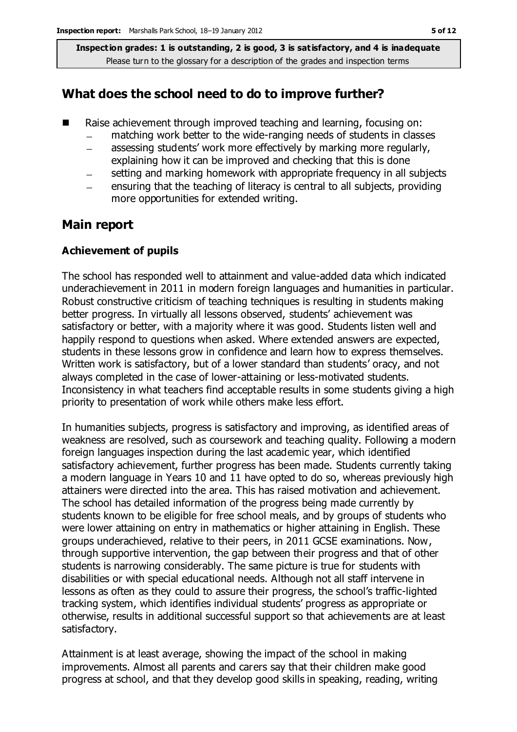## What does the school need to do to improve further?

- Raise achievement through improved teaching and learning, focusing on:
  - matching work better to the wide-ranging needs of students in classes
  - assessing students' work more effectively by marking more regularly, explaining how it can be improved and checking that this is done
  - setting and marking homework with appropriate frequency in all subjects
  - ensuring that the teaching of literacy is central to all subjects, providing more opportunities for extended writing.

## Main report

### Achievement of pupils

The school has responded well to attainment and value-added data which indicated underachievement in 2011 in modern foreign languages and humanities in particular. Robust constructive criticism of teaching techniques is resulting in students making better progress. In virtually all lessons observed, students' achievement was satisfactory or better, with a majority where it was good. Students listen well and happily respond to questions when asked. Where extended answers are expected, students in these lessons grow in confidence and learn how to express themselves. Written work is satisfactory, but of a lower standard than students' oracy, and not always completed in the case of lower-attaining or less-motivated students. Inconsistency in what teachers find acceptable results in some students giving a high priority to presentation of work while others make less effort.

In humanities subjects, progress is satisfactory and improving, as identified areas of weakness are resolved, such as coursework and teaching quality. Following a modern foreign languages inspection during the last academic year, which identified satisfactory achievement, further progress has been made. Students currently taking a modern language in Years 10 and 11 have opted to do so, whereas previously high attainers were directed into the area. This has raised motivation and achievement. The school has detailed information of the progress being made currently by students known to be eligible for free school meals, and by groups of students who were lower attaining on entry in mathematics or higher attaining in English. These groups underachieved, relative to their peers, in 2011 GCSE examinations. Now, through supportive intervention, the gap between their progress and that of other students is narrowing considerably. The same picture is true for students with disabilities or with special educational needs. Although not all staff intervene in lessons as often as they could to assure their progress, the school's traffic-lighted tracking system, which identifies individual students' progress as appropriate or otherwise, results in additional successful support so that achievements are at least satisfactory.

Attainment is at least average, showing the impact of the school in making improvements. Almost all parents and carers say that their children make good progress at school, and that they develop good skills in speaking, reading, writing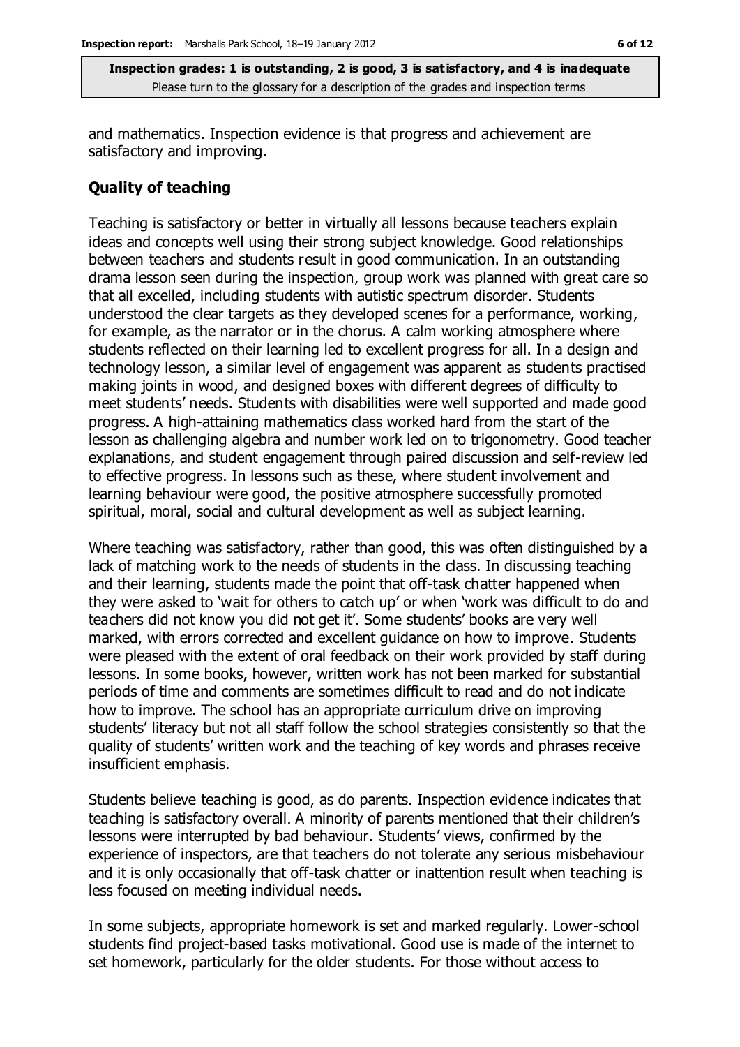and mathematics. Inspection evidence is that progress and achievement are satisfactory and improving.

## Quality of teaching

Teaching is satisfactory or better in virtually all lessons because teachers explain ideas and concepts well using their strong subject knowledge. Good relationships between teachers and students result in good communication. In an outstanding drama lesson seen during the inspection, group work was planned with great care so that all excelled, including students with autistic spectrum disorder. Students understood the clear targets as they developed scenes for a performance, working, for example, as the narrator or in the chorus. A calm working atmosphere where students reflected on their learning led to excellent progress for all. In a design and technology lesson, a similar level of engagement was apparent as students practised making joints in wood, and designed boxes with different degrees of difficulty to meet students' needs. Students with disabilities were well supported and made good progress. A high-attaining mathematics class worked hard from the start of the lesson as challenging algebra and number work led on to trigonometry. Good teacher explanations, and student engagement through paired discussion and self-review led to effective progress. In lessons such as these, where student involvement and learning behaviour were good, the positive atmosphere successfully promoted spiritual, moral, social and cultural development as well as subject learning.

Where teaching was satisfactory, rather than good, this was often distinguished by a lack of matching work to the needs of students in the class. In discussing teaching and their learning, students made the point that off-task chatter happened when they were asked to 'wait for others to catch up' or when 'work was difficult to do and teachers did not know you did not get it'. Some students' books are very well marked, with errors corrected and excellent guidance on how to improve. Students were pleased with the extent of oral feedback on their work provided by staff during lessons. In some books, however, written work has not been marked for substantial periods of time and comments are sometimes difficult to read and do not indicate how to improve. The school has an appropriate curriculum drive on improving students' literacy but not all staff follow the school strategies consistently so that the quality of students' written work and the teaching of key words and phrases receive insufficient emphasis.

Students believe teaching is good, as do parents. Inspection evidence indicates that teaching is satisfactory overall. A minority of parents mentioned that their children's lessons were interrupted by bad behaviour. Students' views, confirmed by the experience of inspectors, are that teachers do not tolerate any serious misbehaviour and it is only occasionally that off-task chatter or inattention result when teaching is less focused on meeting individual needs.

In some subjects, appropriate homework is set and marked regularly. Lower-school students find project-based tasks motivational. Good use is made of the internet to set homework, particularly for the older students. For those without access to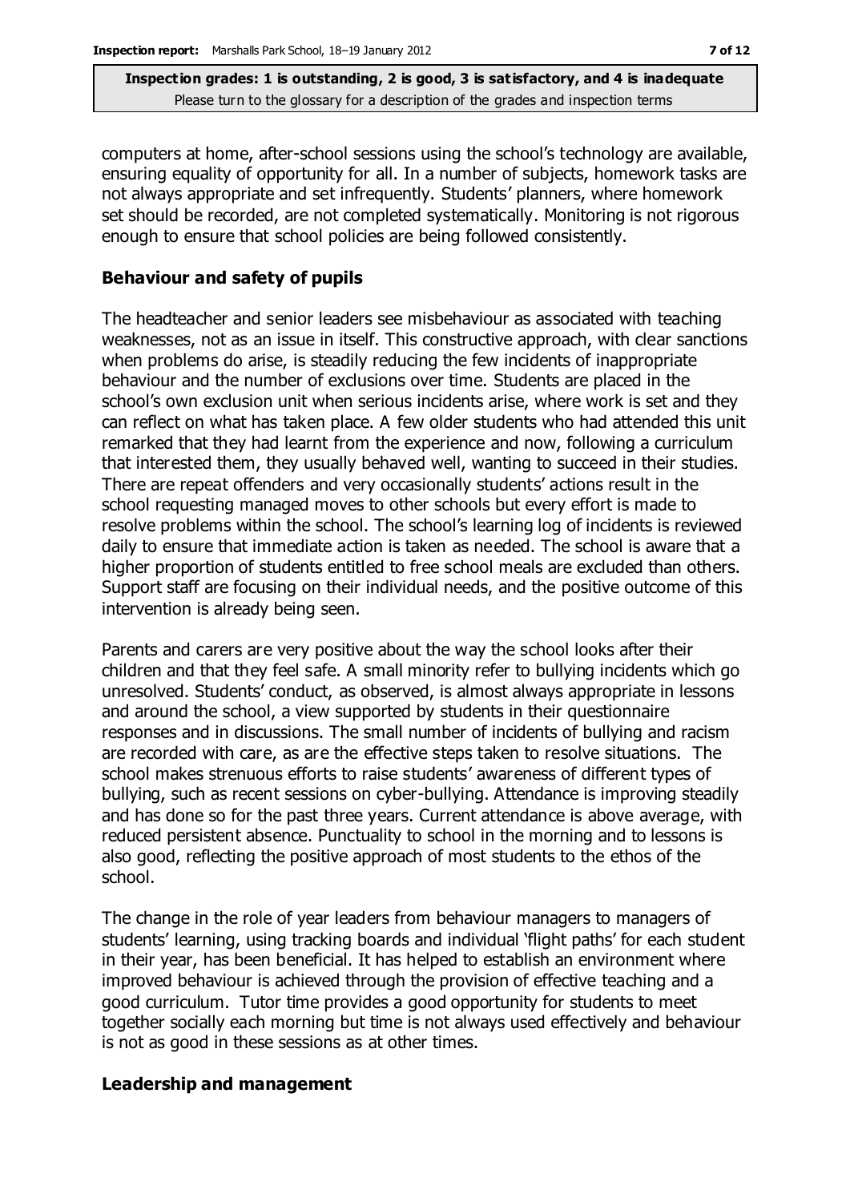computers at home, after-school sessions using the school's technology are available, ensuring equality of opportunity for all. In a number of subjects, homework tasks are not always appropriate and set infrequently. Students' planners, where homework set should be recorded, are not completed systematically. Monitoring is not rigorous enough to ensure that school policies are being followed consistently.

### Behaviour and safety of pupils

The headteacher and senior leaders see misbehaviour as associated with teaching weaknesses, not as an issue in itself. This constructive approach, with clear sanctions when problems do arise, is steadily reducing the few incidents of inappropriate behaviour and the number of exclusions over time. Students are placed in the school's own exclusion unit when serious incidents arise, where work is set and they can reflect on what has taken place. A few older students who had attended this unit remarked that they had learnt from the experience and now, following a curriculum that interested them, they usually behaved well, wanting to succeed in their studies. There are repeat offenders and very occasionally students' actions result in the school requesting managed moves to other schools but every effort is made to resolve problems within the school. The school's learning log of incidents is reviewed daily to ensure that immediate action is taken as needed. The school is aware that a higher proportion of students entitled to free school meals are excluded than others. Support staff are focusing on their individual needs, and the positive outcome of this intervention is already being seen.

Parents and carers are very positive about the way the school looks after their children and that they feel safe. A small minority refer to bullying incidents which go unresolved. Students' conduct, as observed, is almost always appropriate in lessons and around the school, a view supported by students in their questionnaire responses and in discussions. The small number of incidents of bullying and racism are recorded with care, as are the effective steps taken to resolve situations. The school makes strenuous efforts to raise students' awareness of different types of bullying, such as recent sessions on cyber-bullying. Attendance is improving steadily and has done so for the past three years. Current attendance is above average, with reduced persistent absence. Punctuality to school in the morning and to lessons is also good, reflecting the positive approach of most students to the ethos of the school.

The change in the role of year leaders from behaviour managers to managers of students' learning, using tracking boards and individual 'flight paths' for each student in their year, has been beneficial. It has helped to establish an environment where improved behaviour is achieved through the provision of effective teaching and a good curriculum. Tutor time provides a good opportunity for students to meet together socially each morning but time is not always used effectively and behaviour is not as good in these sessions as at other times.

### Leadership and management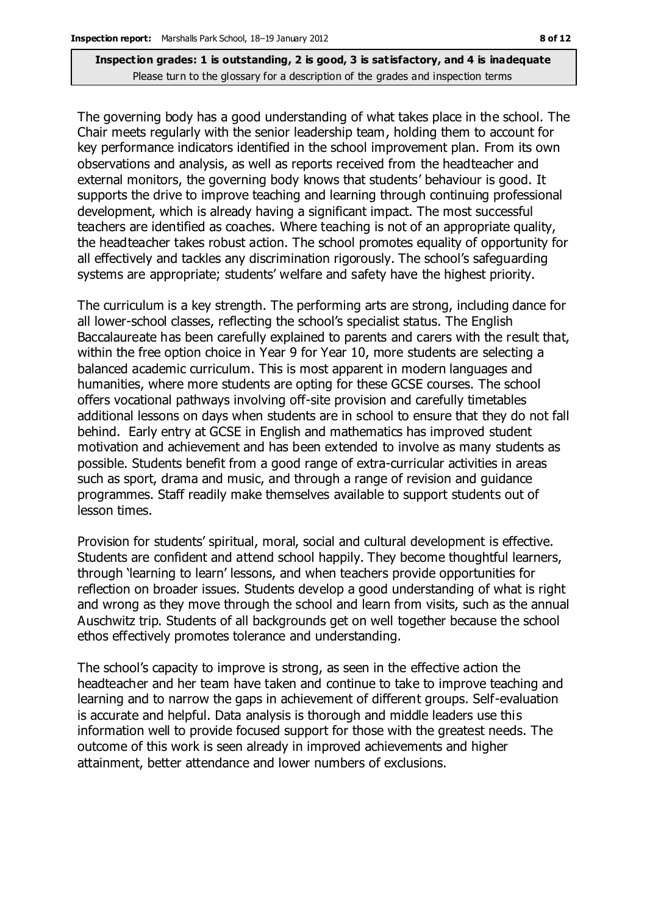The governing body has a good understanding of what takes place in the school. The Chair meets regularly with the senior leadership team, holding them to account for key performance indicators identified in the school improvement plan. From its own observations and analysis, as well as reports received from the headteacher and external monitors, the governing body knows that students' behaviour is good. It supports the drive to improve teaching and learning through continuing professional development, which is already having a significant impact. The most successful teachers are identified as coaches. Where teaching is not of an appropriate quality, the headteacher takes robust action. The school promotes equality of opportunity for all effectively and tackles any discrimination rigorously. The school's safeguarding systems are appropriate; students' welfare and safety have the highest priority.

The curriculum is a key strength. The performing arts are strong, including dance for all lower-school classes, reflecting the school's specialist status. The English Baccalaureate has been carefully explained to parents and carers with the result that, within the free option choice in Year 9 for Year 10, more students are selecting a balanced academic curriculum. This is most apparent in modern languages and humanities, where more students are opting for these GCSE courses. The school offers vocational pathways involving off-site provision and carefully timetables additional lessons on days when students are in school to ensure that they do not fall behind. Early entry at GCSE in English and mathematics has improved student motivation and achievement and has been extended to involve as many students as possible. Students benefit from a good range of extra-curricular activities in areas such as sport, drama and music, and through a range of revision and guidance programmes. Staff readily make themselves available to support students out of lesson times.

Provision for students' spiritual, moral, social and cultural development is effective. Students are confident and attend school happily. They become thoughtful learners, through 'learning to learn' lessons, and when teachers provide opportunities for reflection on broader issues. Students develop a good understanding of what is right and wrong as they move through the school and learn from visits, such as the annual Auschwitz trip. Students of all backgrounds get on well together because the school ethos effectively promotes tolerance and understanding.

The school's capacity to improve is strong, as seen in the effective action the headteacher and her team have taken and continue to take to improve teaching and learning and to narrow the gaps in achievement of different groups. Self-evaluation is accurate and helpful. Data analysis is thorough and middle leaders use this information well to provide focused support for those with the greatest needs. The outcome of this work is seen already in improved achievements and higher attainment, better attendance and lower numbers of exclusions.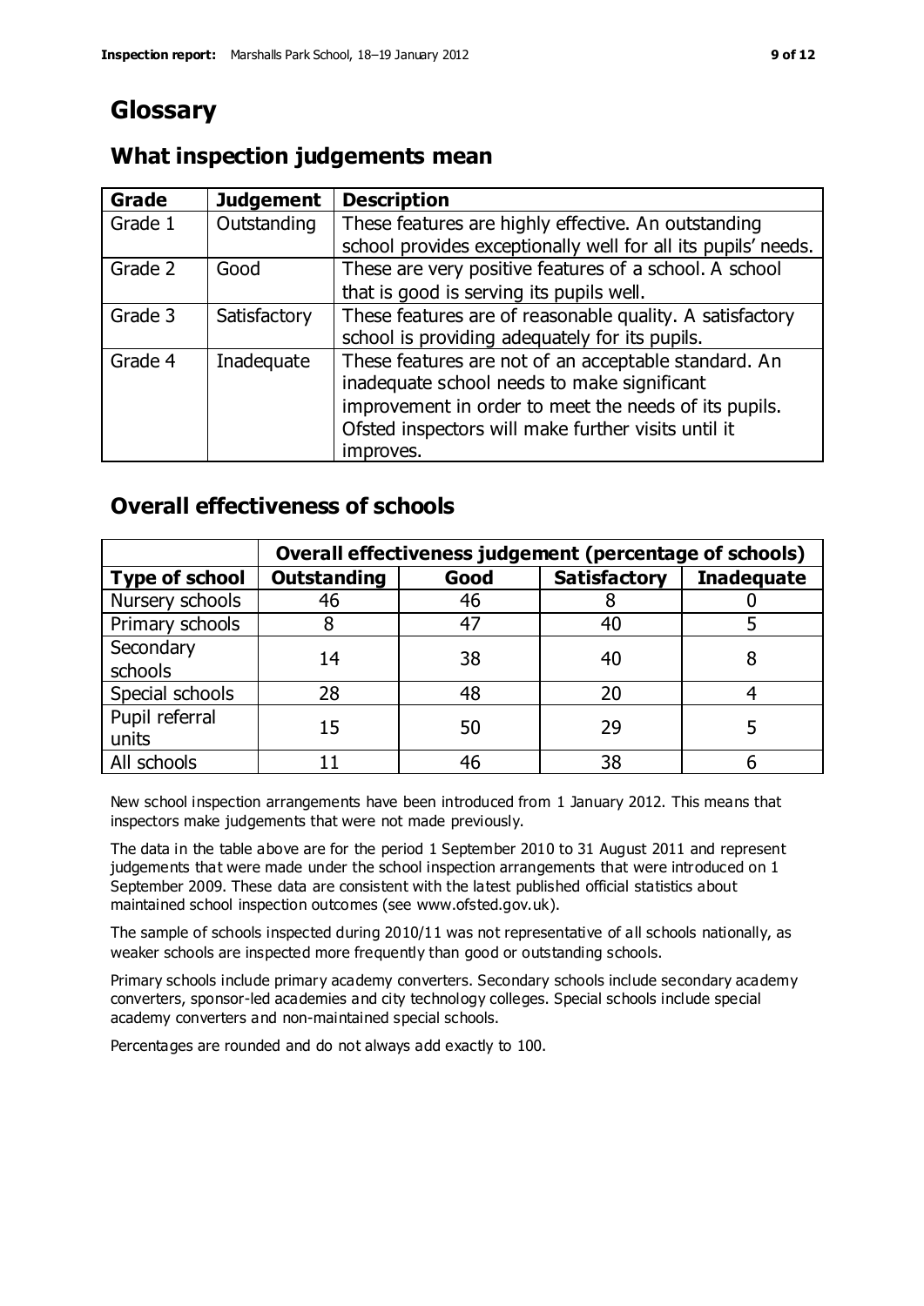# Glossary

## What inspection judgements mean

| Grade | Judgement | Description |
| --- | --- | --- |
| Grade 1 | Outstanding | These features are highly effective. An outstanding school provides exceptionally well for all its pupils' needs. |
| Grade 2 | Good | These are very positive features of a school. A school that is good is serving its pupils well. |
| Grade 3 | Satisfactory | These features are of reasonable quality. A satisfactory school is providing adequately for its pupils. |
| Grade 4 | Inadequate | These features are not of an acceptable standard. An inadequate school needs to make significant improvement in order to meet the needs of its pupils. Ofsted inspectors will make further visits until it improves. |

## Overall effectiveness of schools

| | Overall effectiveness judgement (percentage of schools) | | | |
| --- | --- | --- | --- | --- |
| **Type of school** | **Outstanding** | **Good** | **Satisfactory** | **Inadequate** |
| Nursery schools | 46 | 46 | 8 | 0 |
| Primary schools | 8 | 47 | 40 | 5 |
| Secondary schools | 14 | 38 | 40 | 8 |
| Special schools | 28 | 48 | 20 | 4 |
| Pupil referral units | 15 | 50 | 29 | 5 |
| All schools | 11 | 46 | 38 | 6 |

New school inspection arrangements have been introduced from 1 January 2012. This means that inspectors make judgements that were not made previously.

The data in the table above are for the period 1 September 2010 to 31 August 2011 and represent judgements that were made under the school inspection arrangements that were introduced on 1 September 2009. These data are consistent with the latest published official statistics about maintained school inspection outcomes (see www.ofsted.gov.uk).

The sample of schools inspected during 2010/11 was not representative of all schools nationally, as weaker schools are inspected more frequently than good or outstanding schools.

Primary schools include primary academy converters. Secondary schools include secondary academy converters, sponsor-led academies and city technology colleges. Special schools include special academy converters and non-maintained special schools.

Percentages are rounded and do not always add exactly to 100.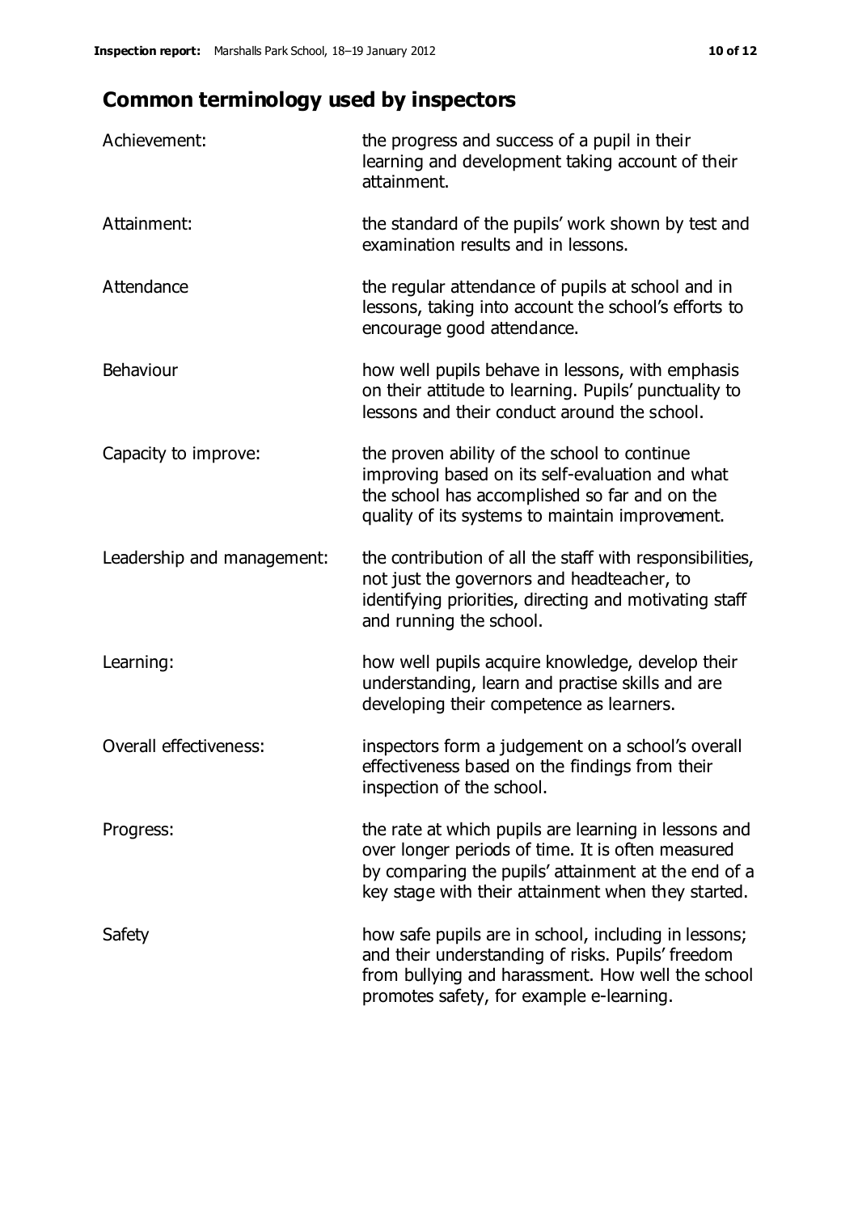## Common terminology used by inspectors

| | |
|---|---|
| Achievement: | the progress and success of a pupil in their learning and development taking account of their attainment. |
| Attainment: | the standard of the pupils' work shown by test and examination results and in lessons. |
| Attendance | the regular attendance of pupils at school and in lessons, taking into account the school's efforts to encourage good attendance. |
| Behaviour | how well pupils behave in lessons, with emphasis on their attitude to learning. Pupils' punctuality to lessons and their conduct around the school. |
| Capacity to improve: | the proven ability of the school to continue improving based on its self-evaluation and what the school has accomplished so far and on the quality of its systems to maintain improvement. |
| Leadership and management: | the contribution of all the staff with responsibilities, not just the governors and headteacher, to identifying priorities, directing and motivating staff and running the school. |
| Learning: | how well pupils acquire knowledge, develop their understanding, learn and practise skills and are developing their competence as learners. |
| Overall effectiveness: | inspectors form a judgement on a school's overall effectiveness based on the findings from their inspection of the school. |
| Progress: | the rate at which pupils are learning in lessons and over longer periods of time. It is often measured by comparing the pupils' attainment at the end of a key stage with their attainment when they started. |
| Safety | how safe pupils are in school, including in lessons; and their understanding of risks. Pupils' freedom from bullying and harassment. How well the school promotes safety, for example e-learning. |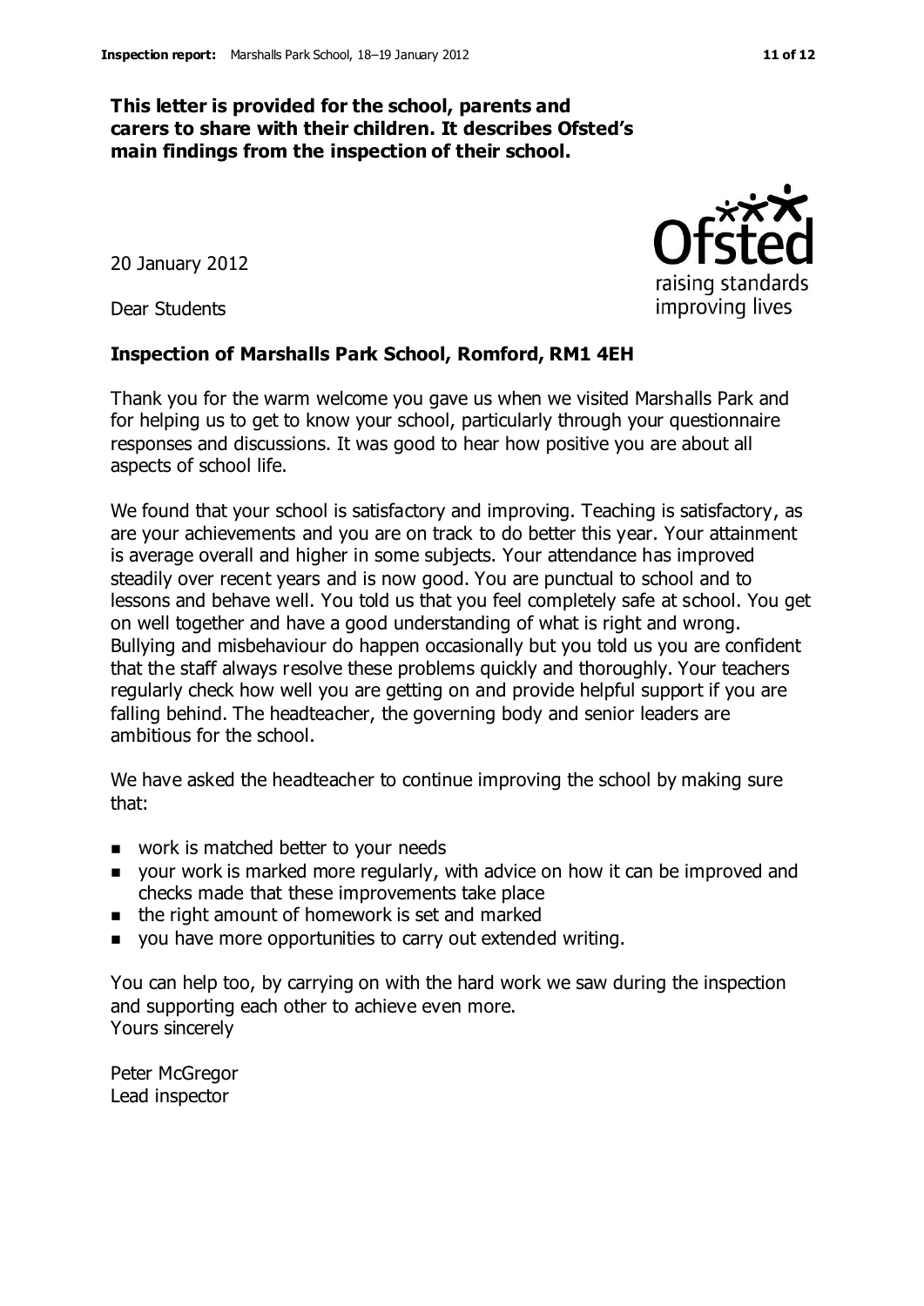**This letter is provided for the school, parents and carers to share with their children. It describes Ofsted's main findings from the inspection of their school.**

20 January 2012

Dear Students

**Inspection of Marshalls Park School, Romford, RM1 4EH**

Thank you for the warm welcome you gave us when we visited Marshalls Park and for helping us to get to know your school, particularly through your questionnaire responses and discussions. It was good to hear how positive you are about all aspects of school life.

We found that your school is satisfactory and improving. Teaching is satisfactory, as are your achievements and you are on track to do better this year. Your attainment is average overall and higher in some subjects. Your attendance has improved steadily over recent years and is now good. You are punctual to school and to lessons and behave well. You told us that you feel completely safe at school. You get on well together and have a good understanding of what is right and wrong. Bullying and misbehaviour do happen occasionally but you told us you are confident that the staff always resolve these problems quickly and thoroughly. Your teachers regularly check how well you are getting on and provide helpful support if you are falling behind. The headteacher, the governing body and senior leaders are ambitious for the school.

We have asked the headteacher to continue improving the school by making sure that:

- work is matched better to your needs
- your work is marked more regularly, with advice on how it can be improved and checks made that these improvements take place
- the right amount of homework is set and marked
- you have more opportunities to carry out extended writing.

You can help too, by carrying on with the hard work we saw during the inspection and supporting each other to achieve even more.
Yours sincerely

Peter McGregor
Lead inspector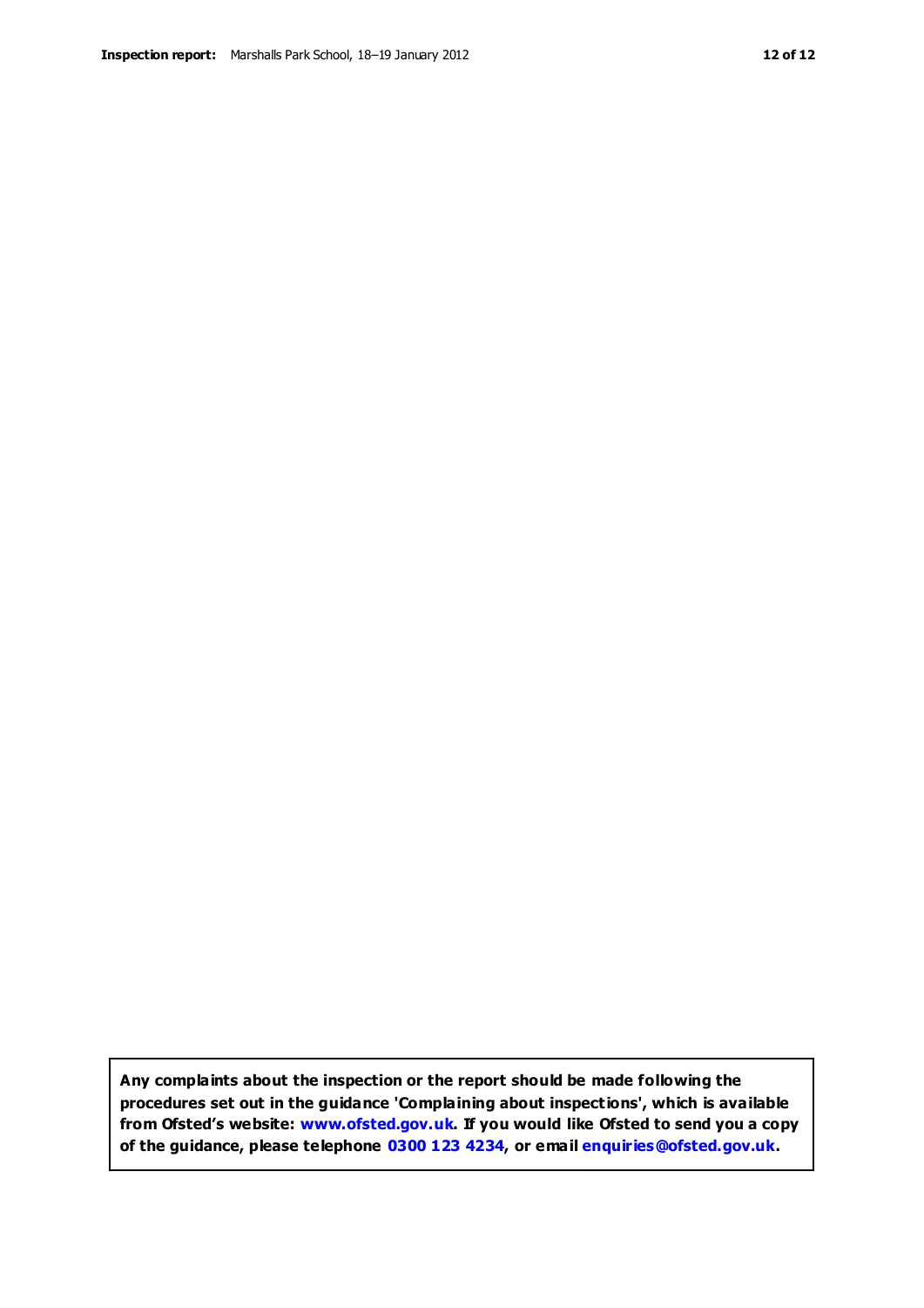**Any complaints about the inspection or the report should be made following the procedures set out in the guidance 'Complaining about inspections', which is available from Ofsted's website: www.ofsted.gov.uk. If you would like Ofsted to send you a copy of the guidance, please telephone 0300 123 4234, or email enquiries@ofsted.gov.uk.**